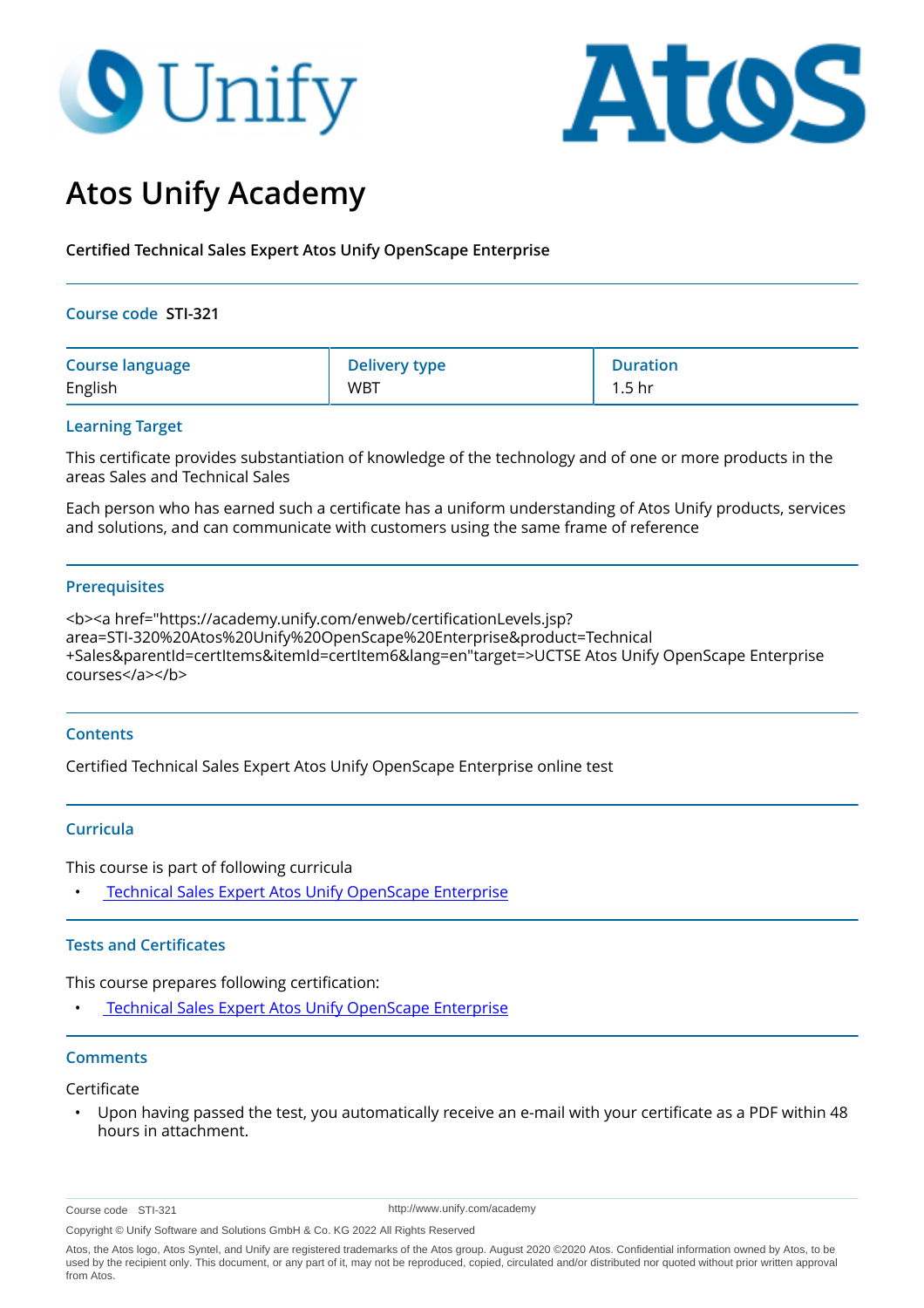# Atos Unify Academy

**Certified Technical Sales Expert Atos Unify OpenScape Enterprise**

**Course code** **STI-321**

| Course language | Delivery type | Duration |
|---|---|---|
| English | WBT | 1.5 hr |

## Learning Target

This certificate provides substantiation of knowledge of the technology and of one or more products in the areas Sales and Technical Sales

Each person who has earned such a certificate has a uniform understanding of Atos Unify products, services and solutions, and can communicate with customers using the same frame of reference

## Prerequisites

<b><a href="https://academy.unify.com/enweb/certificationLevels.jsp?area=STI-320%20Atos%20Unify%20OpenScape%20Enterprise&product=Technical+Sales&parentId=certItems&itemId=certItem6&lang=en"target=>UCTSE Atos Unify OpenScape Enterprise courses</a></b>

## Contents

Certified Technical Sales Expert Atos Unify OpenScape Enterprise online test

## Curricula

This course is part of following curricula

- Technical Sales Expert Atos Unify OpenScape Enterprise

## Tests and Certificates

This course prepares following certification:

- Technical Sales Expert Atos Unify OpenScape Enterprise

## Comments

Certificate

- Upon having passed the test, you automatically receive an e-mail with your certificate as a PDF within 48 hours in attachment.

Course code STI-321 http://www.unify.com/academy

Copyright © Unify Software and Solutions GmbH & Co. KG 2022 All Rights Reserved

Atos, the Atos logo, Atos Syntel, and Unify are registered trademarks of the Atos group. August 2020 ©2020 Atos. Confidential information owned by Atos, to be used by the recipient only. This document, or any part of it, may not be reproduced, copied, circulated and/or distributed nor quoted without prior written approval from Atos.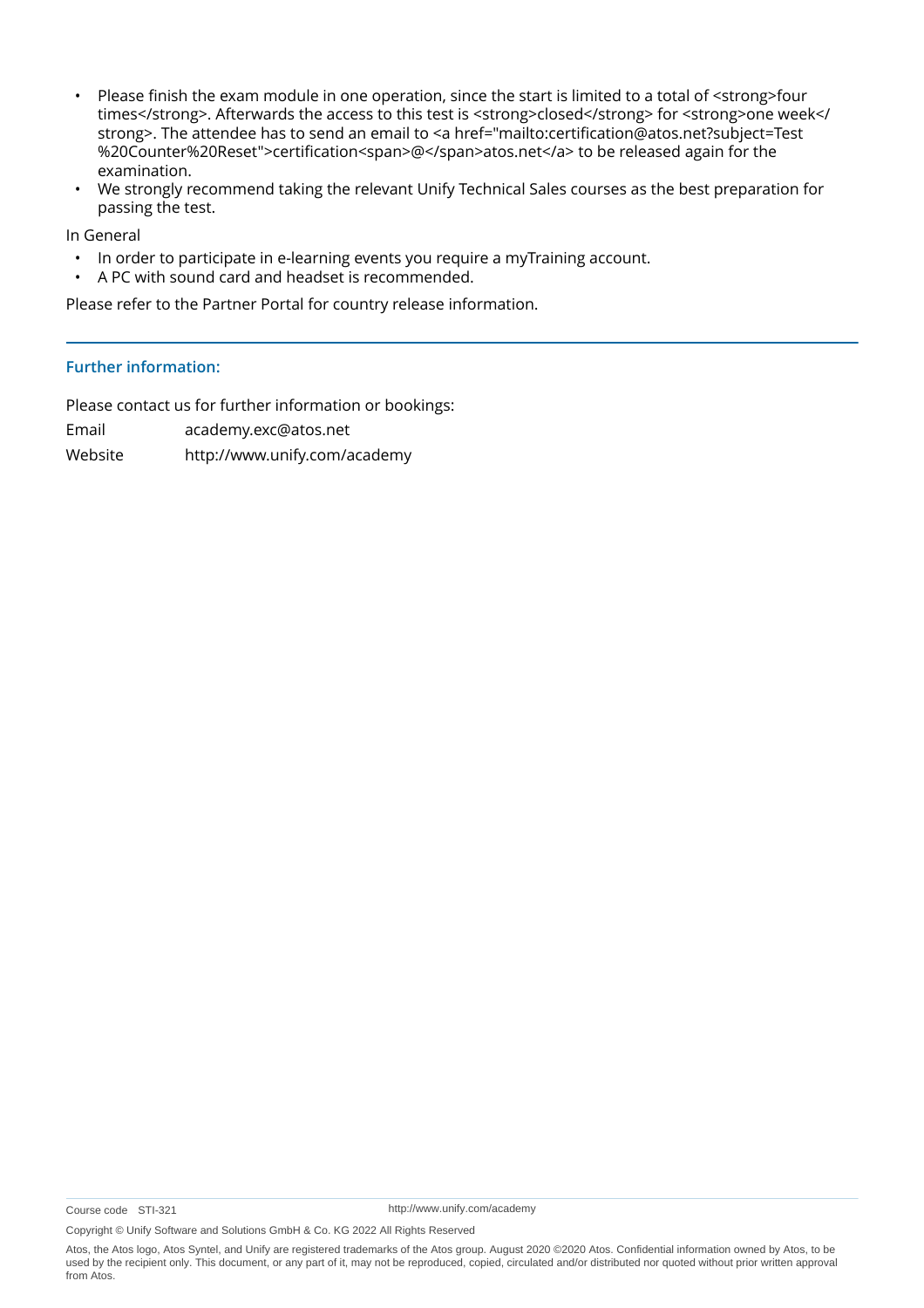- Please finish the exam module in one operation, since the start is limited to a total of <strong>four times</strong>. Afterwards the access to this test is <strong>closed</strong> for <strong>one week</strong>. The attendee has to send an email to <a href="mailto:certification@atos.net?subject=Test%20Counter%20Reset">certification<span>@</span>atos.net</a> to be released again for the examination.
- We strongly recommend taking the relevant Unify Technical Sales courses as the best preparation for passing the test.

In General

- In order to participate in e-learning events you require a myTraining account.
- A PC with sound card and headset is recommended.

Please refer to the Partner Portal for country release information.

---

### Further information:

Please contact us for further information or bookings:

| | |
|---|---|
| Email | academy.exc@atos.net |
| Website | http://www.unify.com/academy |

Course code STI-321

http://www.unify.com/academy

Copyright © Unify Software and Solutions GmbH & Co. KG 2022 All Rights Reserved

Atos, the Atos logo, Atos Syntel, and Unify are registered trademarks of the Atos group. August 2020 ©2020 Atos. Confidential information owned by Atos, to be used by the recipient only. This document, or any part of it, may not be reproduced, copied, circulated and/or distributed nor quoted without prior written approval from Atos.